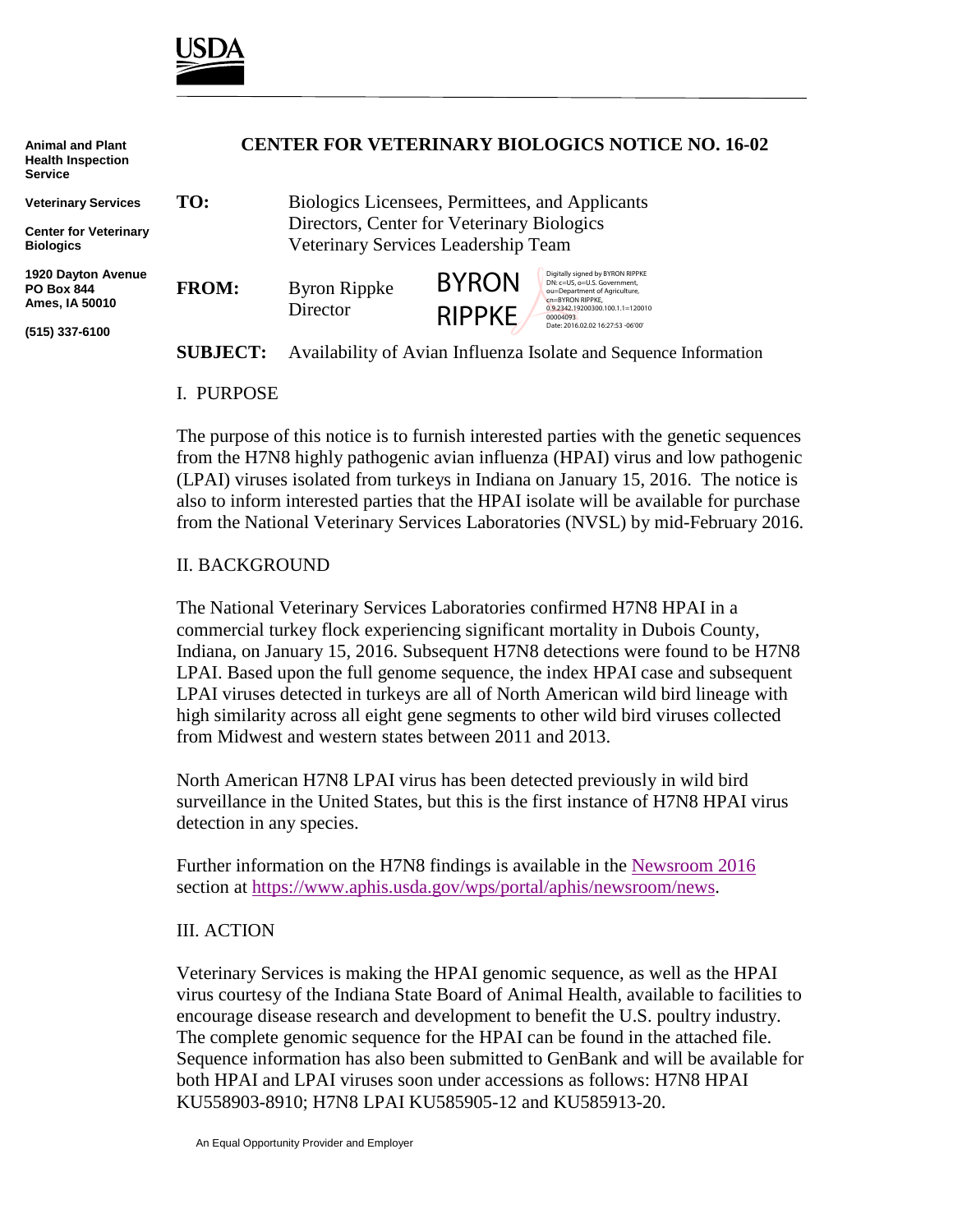USDA

**Animal and Plant Health Inspection Service**

**Veterinary Services**

**Center for Veterinary Biologics**

**1920 Dayton Avenue**
**PO Box 844**
**Ames, IA 50010**

**(515) 337-6100**

# CENTER FOR VETERINARY BIOLOGICS NOTICE NO. 16-02

**TO:** Biologics Licensees, Permittees, and Applicants
Directors, Center for Veterinary Biologics
Veterinary Services Leadership Team

**FROM:** Byron Rippke
Director

BYRON RIPPKE

Digitally signed by BYRON RIPPKE
DN: c=US, o=U.S. Government, ou=Department of Agriculture, cn=BYRON RIPPKE, 0.9.2342.19200300.100.1.1=12001000004093
Date: 2016.02.02 16:27:53 -06'00'

**SUBJECT:** Availability of Avian Influenza Isolate and Sequence Information

## I. PURPOSE

The purpose of this notice is to furnish interested parties with the genetic sequences from the H7N8 highly pathogenic avian influenza (HPAI) virus and low pathogenic (LPAI) viruses isolated from turkeys in Indiana on January 15, 2016. The notice is also to inform interested parties that the HPAI isolate will be available for purchase from the National Veterinary Services Laboratories (NVSL) by mid-February 2016.

## II. BACKGROUND

The National Veterinary Services Laboratories confirmed H7N8 HPAI in a commercial turkey flock experiencing significant mortality in Dubois County, Indiana, on January 15, 2016. Subsequent H7N8 detections were found to be H7N8 LPAI. Based upon the full genome sequence, the index HPAI case and subsequent LPAI viruses detected in turkeys are all of North American wild bird lineage with high similarity across all eight gene segments to other wild bird viruses collected from Midwest and western states between 2011 and 2013.

North American H7N8 LPAI virus has been detected previously in wild bird surveillance in the United States, but this is the first instance of H7N8 HPAI virus detection in any species.

Further information on the H7N8 findings is available in the Newsroom 2016 section at https://www.aphis.usda.gov/wps/portal/aphis/newsroom/news.

## III. ACTION

Veterinary Services is making the HPAI genomic sequence, as well as the HPAI virus courtesy of the Indiana State Board of Animal Health, available to facilities to encourage disease research and development to benefit the U.S. poultry industry. The complete genomic sequence for the HPAI can be found in the attached file. Sequence information has also been submitted to GenBank and will be available for both HPAI and LPAI viruses soon under accessions as follows: H7N8 HPAI KU558903-8910; H7N8 LPAI KU585905-12 and KU585913-20.

An Equal Opportunity Provider and Employer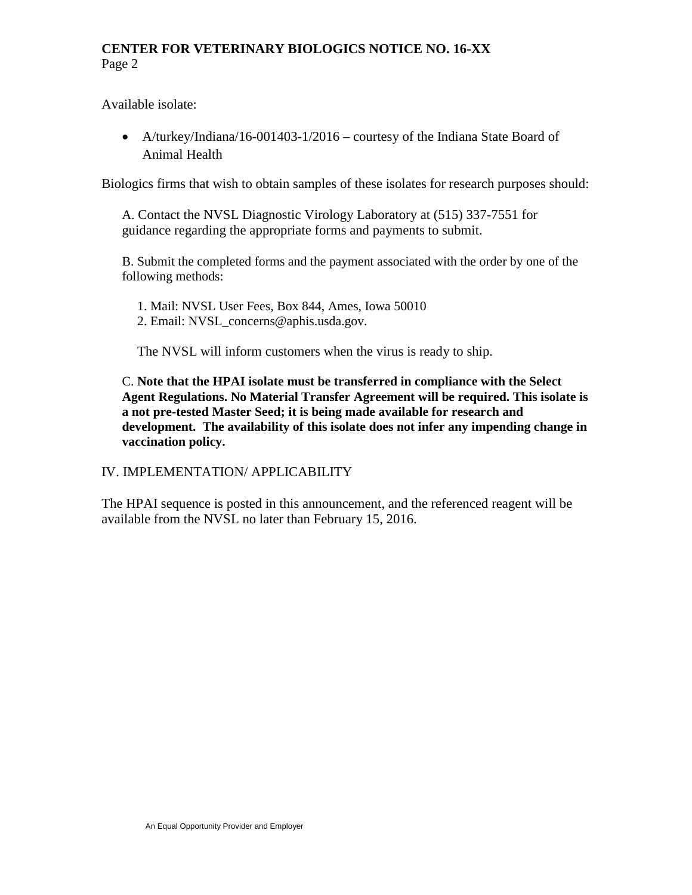Available isolate:

- A/turkey/Indiana/16-001403-1/2016 – courtesy of the Indiana State Board of Animal Health

Biologics firms that wish to obtain samples of these isolates for research purposes should:

A. Contact the NVSL Diagnostic Virology Laboratory at (515) 337-7551 for guidance regarding the appropriate forms and payments to submit.

B. Submit the completed forms and the payment associated with the order by one of the following methods:

1. Mail: NVSL User Fees, Box 844, Ames, Iowa 50010
2. Email: NVSL_concerns@aphis.usda.gov.

The NVSL will inform customers when the virus is ready to ship.

C. **Note that the HPAI isolate must be transferred in compliance with the Select Agent Regulations. No Material Transfer Agreement will be required. This isolate is a not pre-tested Master Seed; it is being made available for research and development. The availability of this isolate does not infer any impending change in vaccination policy.**

IV. IMPLEMENTATION/ APPLICABILITY

The HPAI sequence is posted in this announcement, and the referenced reagent will be available from the NVSL no later than February 15, 2016.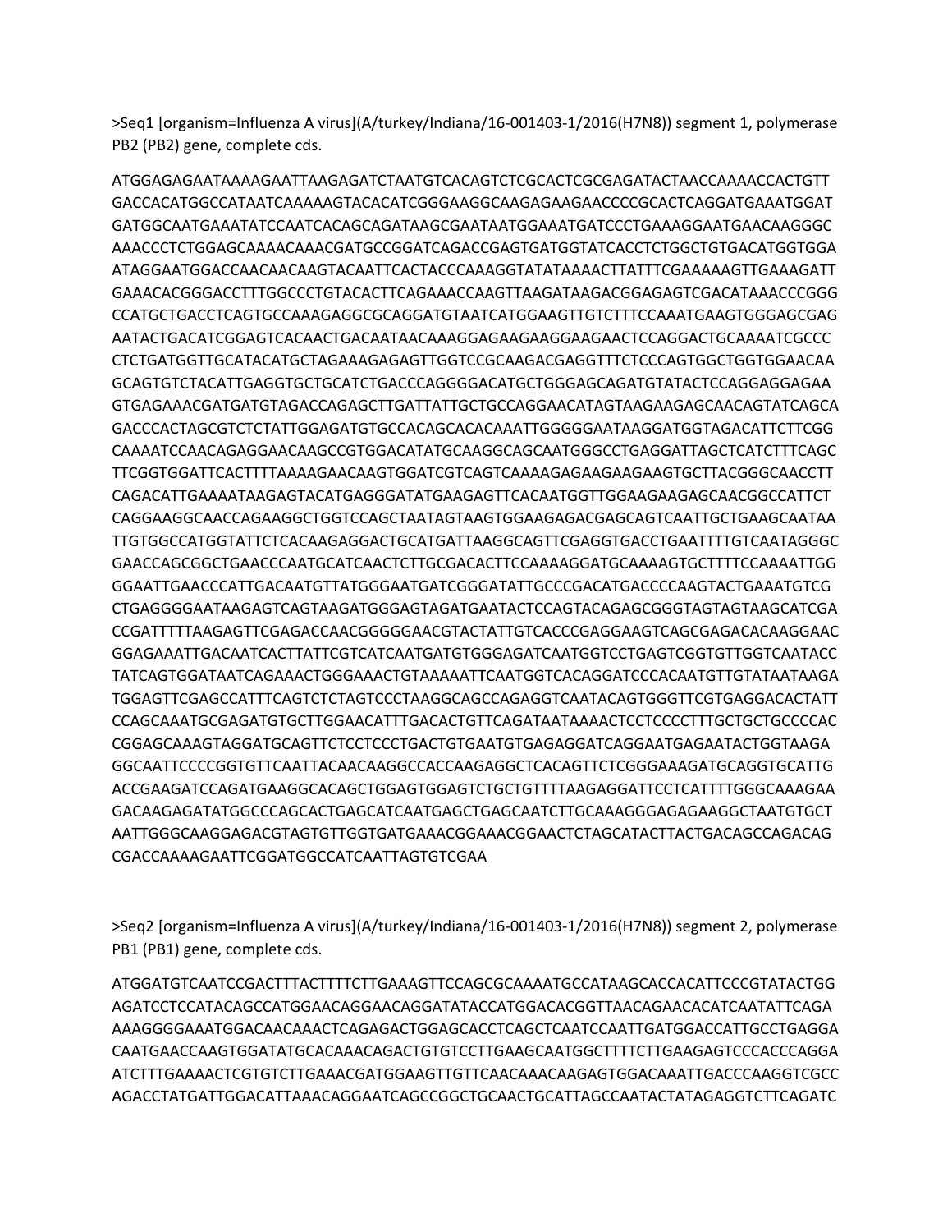>Seq1 [organism=Influenza A virus](A/turkey/Indiana/16-001403-1/2016(H7N8)) segment 1, polymerase PB2 (PB2) gene, complete cds.

ATGGAGAGAATAAAAGAATTAAGAGATCTAATGTCACAGTCTCGCACTCGCGAGATACTAACCAAAACCACTGTT
GACCACATGGCCATAATCAAAAAGTACACATCGGGAAGGCAAGAGAAGAACCCCGCACTCAGGATGAAATGGAT
GATGGCAATGAAATATCCAATCACAGCAGATAAGCGAATAATGGAAATGATCCCTGAAAGGAATGAACAAGGGC
AAACCCTCTGGAGCAAAACAAACGATGCCGGATCAGACCGAGTGATGGTATCACCTCTGGCTGTGACATGGTGGA
ATAGGAATGGACCAACAACAAGTACAATTCACTACCCAAAGGTATATAAAACTTATTTCGAAAAAGTTGAAAGATT
GAAACACGGGACCTTTGGCCCTGTACACTTCAGAAACCAAGTTAAGATAAGACGGAGAGTCGACATAAACCCGGG
CCATGCTGACCTCAGTGCCAAAGAGGCGCAGGATGTAATCATGGAAGTTGTCTTTCCAAATGAAGTGGGAGCGAG
AATACTGACATCGGAGTCACAACTGACAATAACAAAGGAGAAGAAGGAAGAACTCCAGGACTGCAAAATCGCCC
CTCTGATGGTTGCATACATGCTAGAAAGAGAGTTGGTCCGCAAGACGAGGTTTCTCCCAGTGGCTGGTGGAACAA
GCAGTGTCTACATTGAGGTGCTGCATCTGACCCAGGGGACATGCTGGGAGCAGATGTATACTCCAGGAGGAGAA
GTGAGAAACGATGATGTAGACCAGAGCTTGATTATTGCTGCCAGGAACATAGTAAGAAGAGCAACAGTATCAGCA
GACCCACTAGCGTCTCTATTGGAGATGTGCCACAGCACACAAATTGGGGGAATAAGGATGGTAGACATTCTTCGG
CAAAATCCAACAGAGGAACAAGCCGTGGACATATGCAAGGCAGCAATGGGCCTGAGGATTAGCTCATCTTTCAGC
TTCGGTGGATTCACTTTTAAAAGAACAAGTGGATCGTCAGTCAAAAGAGAAGAAGAAGTGCTTACGGGCAACCTT
CAGACATTGAAAATAAGAGTACATGAGGGATATGAAGAGTTCACAATGGTTGGAAGAAGAGCAACGGCCATTCT
CAGGAAGGCAACCAGAAGGCTGGTCCAGCTAATAGTAAGTGGAAGAGACGAGCAGTCAATTGCTGAAGCAATAA
TTGTGGCCATGGTATTCTCACAAGAGGACTGCATGATTAAGGCAGTTCGAGGTGACCTGAATTTTGTCAATAGGGC
GAACCAGCGGCTGAACCCAATGCATCAACTCTTGCGACACTTCCAAAAGGATGCAAAAGTGCTTTTCCAAAATTGG
GGAATTGAACCCATTGACAATGTTATGGGAATGATCGGGATATTGCCCGACATGACCCCAAGTACTGAAATGTCG
CTGAGGGGAATAAGAGTCAGTAAGATGGGAGTAGATGAATACTCCAGTACAGAGCGGGTAGTAGTAAGCATCGA
CCGATTTTTAAGAGTTCGAGACCAACGGGGGAACGTACTATTGTCACCCGAGGAAGTCAGCGAGACACAAGGAAC
GGAGAAATTGACAATCACTTATTCGTCATCAATGATGTGGGAGATCAATGGTCCTGAGTCGGTGTTGGTCAATACC
TATCAGTGGATAATCAGAAACTGGGAAACTGTAAAAATTCAATGGTCACAGGATCCCACAATGTTGTATAATAAGA
TGGAGTTCGAGCCATTTCAGTCTCTAGTCCCTAAGGCAGCCAGAGGTCAATACAGTGGGTTCGTGAGGACACTATT
CCAGCAAATGCGAGATGTGCTTGGAACATTTGACACTGTTCAGATAATAAAACTCCTCCCCTTTGCTGCTGCCCCAC
CGGAGCAAAGTAGGATGCAGTTCTCCTCCCTGACTGTGAATGTGAGAGGATCAGGAATGAGAATACTGGTAAGA
GGCAATTCCCCGGTGTTCAATTACAACAAGGCCACCAAGAGGCTCACAGTTCTCGGGAAAGATGCAGGTGCATTG
ACCGAAGATCCAGATGAAGGCACAGCTGGAGTGGAGTCTGCTGTTTTAAGAGGATTCCTCATTTTGGGCAAAGAA
GACAAGAGATATGGCCCAGCACTGAGCATCAATGAGCTGAGCAATCTTGCAAAGGGAGAGAAGGCTAATGTGCT
AATTGGGCAAGGAGACGTAGTGTTGGTGATGAAACGGAAACGGAACTCTAGCATACTTACTGACAGCCAGACAG
CGACCAAAAGAATTCGGATGGCCATCAATTAGTGTCGAA

>Seq2 [organism=Influenza A virus](A/turkey/Indiana/16-001403-1/2016(H7N8)) segment 2, polymerase PB1 (PB1) gene, complete cds.

ATGGATGTCAATCCGACTTTACTTTTCTTGAAAGTTCCAGCGCAAAATGCCATAAGCACCACATTCCCGTATACTGG
AGATCCTCCATACAGCCATGGAACAGGAACAGGATATACCATGGACACGGTTAACAGAACACATCAATATTCAGA
AAAGGGGAAATGGACAACAAACTCAGAGACTGGAGCACCTCAGCTCAATCCAATTGATGGACCATTGCCTGAGGA
CAATGAACCAAGTGGATATGCACAAACAGACTGTGTCCTTGAAGCAATGGCTTTTCTTGAAGAGTCCCACCCAGGA
ATCTTTGAAAACTCGTGTCTTGAAACGATGGAAGTTGTTCAACAAACAAGAGTGGACAAATTGACCCAAGGTCGCC
AGACCTATGATTGGACATTAAACAGGAATCAGCCGGCTGCAACTGCATTAGCCAATACTATAGAGGTCTTCAGATC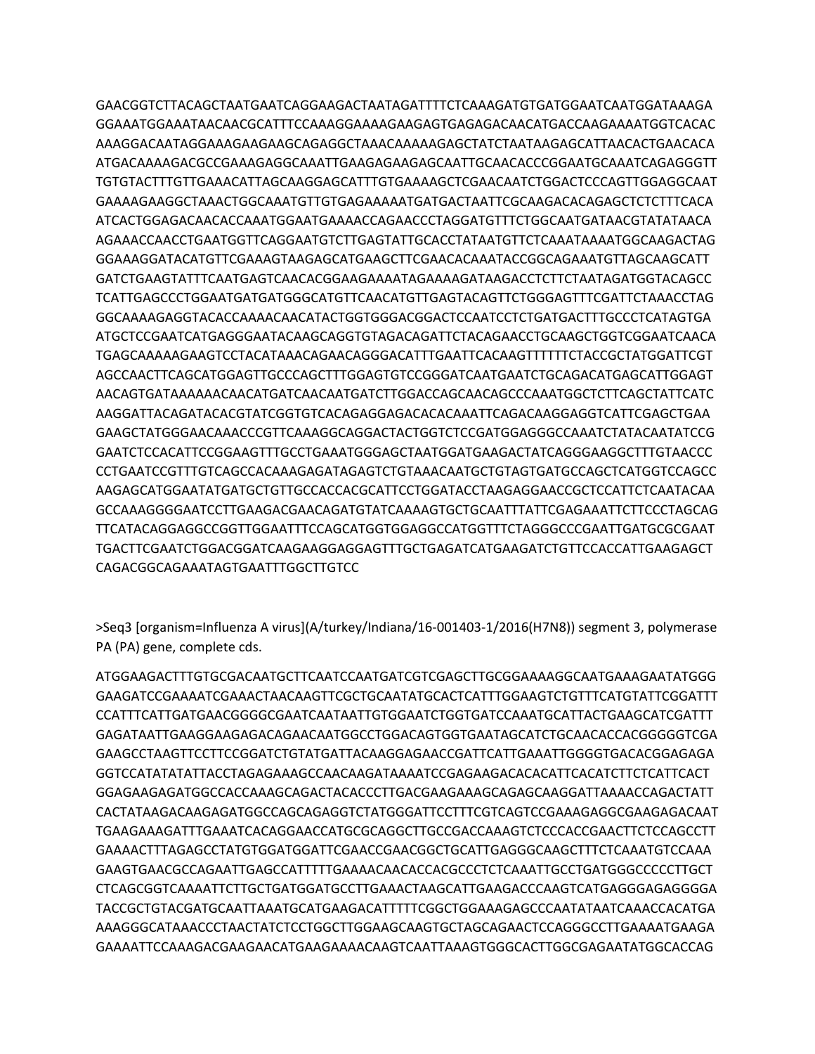GAACGGTCTTACAGCTAATGAATCAGGAAGACTAATAGATTTTCTCAAAGATGTGATGGAATCAATGGATAAAGA
GGAAATGGAAATAACAACGCATTTCCAAAGGAAAAGAAGAGTGAGAGACAACATGACCAAGAAAATGGTCACAC
AAAGGACAATAGGAAAGAAGAAGCAGAGGCTAAACAAAAAGAGCTATCTAATAAGAGCATTAACACTGAACACA
ATGACAAAAGACGCCGAAAGAGGCAAATTGAAGAGAAGAGCAATTGCAACACCCGGAATGCAAATCAGAGGGTT
TGTGTACTTTGTTGAAACATTAGCAAGGAGCATTTGTGAAAAGCTCGAACAATCTGGACTCCCAGTTGGAGGCAAT
GAAAAGAAGGCTAAACTGGCAAATGTTGTGAGAAAAATGATGACTAATTCGCAAGACACAGAGCTCTCTTTCACA
ATCACTGGAGACAACACCAAATGGAATGAAAACCAGAACCCTAGGATGTTTCTGGCAATGATAACGTATATAACA
AGAAACCAACCTGAATGGTTCAGGAATGTCTTGAGTATTGCACCTATAATGTTCTCAAATAAAATGGCAAGACTAG
GGAAAGGATACATGTTCGAAAGTAAGAGCATGAAGCTTCGAACACAAATACCGGCAGAAATGTTAGCAAGCATT
GATCTGAAGTATTTCAATGAGTCAACACGGAAGAAAATAGAAAAGATAAGACCTCTTCTAATAGATGGTACAGCC
TCATTGAGCCCTGGAATGATGATGGGCATGTTCAACATGTTGAGTACAGTTCTGGGAGTTTCGATTCTAAACCTAG
GGCAAAAGAGGTACACCAAAACAACATACTGGTGGGACGGACTCCAATCCTCTGATGACTTTGCCCTCATAGTGA
ATGCTCCGAATCATGAGGGAATACAAGCAGGTGTAGACAGATTCTACAGAACCTGCAAGCTGGTCGGAATCAACA
TGAGCAAAAAGAAGTCCTACATAAACAGAACAGGGACATTTGAATTCACAAGTTTTTTCTACCGCTATGGATTCGT
AGCCAACTTCAGCATGGAGTTGCCCAGCTTTGGAGTGTCCGGGATCAATGAATCTGCAGACATGAGCATTGGAGT
AACAGTGATAAAAAACAACATGATCAACAATGATCTTGGACCAGCAACAGCCCAAATGGCTCTTCAGCTATTCATC
AAGGATTACAGATACACGTATCGGTGTCACAGAGGAGACACACAAATTCAGACAAGGAGGTCATTCGAGCTGAA
GAAGCTATGGGAACAAACCCGTTCAAAGGCAGGACTACTGGTCTCCGATGGAGGGCCAAATCTATACAATATCCG
GAATCTCCACATTCCGGAAGTTTGCCTGAAATGGGAGCTAATGGATGAAGACTATCAGGGAAGGCTTTGTAACCC
CCTGAATCCGTTTGTCAGCCACAAAGAGATAGAGTCTGTAAACAATGCTGTAGTGATGCCAGCTCATGGTCCAGCC
AAGAGCATGGAATATGATGCTGTTGCCACCACGCATTCCTGGATACCTAAGAGGAACCGCTCCATTCTCAATACAA
GCCAAAGGGGAATCCTTGAAGACGAACAGATGTATCAAAAGTGCTGCAATTTATTCGAGAAATTCTTCCCTAGCAG
TTCATACAGGAGGCCGGTTGGAATTTCCAGCATGGTGGAGGCCATGGTTTCTAGGGCCCGAATTGATGCGCGAAT
TGACTTCGAATCTGGACGGATCAAGAAGGAGGAGTTTGCTGAGATCATGAAGATCTGTTCCACCATTGAAGAGCT
CAGACGGCAGAAATAGTGAATTTGGCTTGTCC

>Seq3 [organism=Influenza A virus](A/turkey/Indiana/16-001403-1/2016(H7N8)) segment 3, polymerase PA (PA) gene, complete cds.

ATGGAAGACTTTGTGCGACAATGCTTCAATCCAATGATCGTCGAGCTTGCGGAAAAGGCAATGAAAGAATATGGG
GAAGATCCGAAAATCGAAACTAACAAGTTCGCTGCAATATGCACTCATTTGGAAGTCTGTTTCATGTATTCGGATTT
CCATTTCATTGATGAACGGGGCGAATCAATAATTGTGGAATCTGGTGATCCAAATGCATTACTGAAGCATCGATTT
GAGATAATTGAAGGAAGAGACAGAACAATGGCCTGGACAGTGGTGAATAGCATCTGCAACACCACGGGGGTCGA
GAAGCCTAAGTTCCTTCCGGATCTGTATGATTACAAGGAGAACCGATTCATTGAAATTGGGGTGACACGGAGAGA
GGTCCATATATATTACCTAGAGAAAGCCAACAAGATAAAATCCGAGAAGACACACATTCACATCTTCTCATTCACT
GGAGAAGAGATGGCCACCAAAGCAGACTACACCCTTGACGAAGAAAGCAGAGCAAGGATTAAAACCAGACTATT
CACTATAAGACAAGAGATGGCCAGCAGAGGTCTATGGGATTCCTTTCGTCAGTCCGAAAGAGGCGAAGAGACAAT
TGAAGAAAGATTTGAAATCACAGGAACCATGCGCAGGCTTGCCGACCAAAGTCTCCCACCGAACTTCTCCAGCCTT
GAAAACTTTAGAGCCTATGTGGATGGATTCGAACCGAACGGCTGCATTGAGGGCAAGCTTTCTCAAATGTCCAAA
GAAGTGAACGCCAGAATTGAGCCATTTTTGAAAACAACACCACGCCCTCTCAAATTGCCTGATGGGCCCCCTTGCT
CTCAGCGGTCAAAATTCTTGCTGATGGATGCCTTGAAACTAAGCATTGAAGACCCAAGTCATGAGGGAGAGGGGA
TACCGCTGTACGATGCAATTAAATGCATGAAGACATTTTTCGGCTGGAAAGAGCCCAATATAATCAAACCACATGA
AAAGGGCATAAACCCTAACTATCTCCTGGCTTGGAAGCAAGTGCTAGCAGAACTCCAGGGCCTTGAAAATGAAGA
GAAAATTCCAAAGACGAAGAACATGAAGAAAACAAGTCAATTAAAGTGGGCACTTGGCGAGAATATGGCACCAG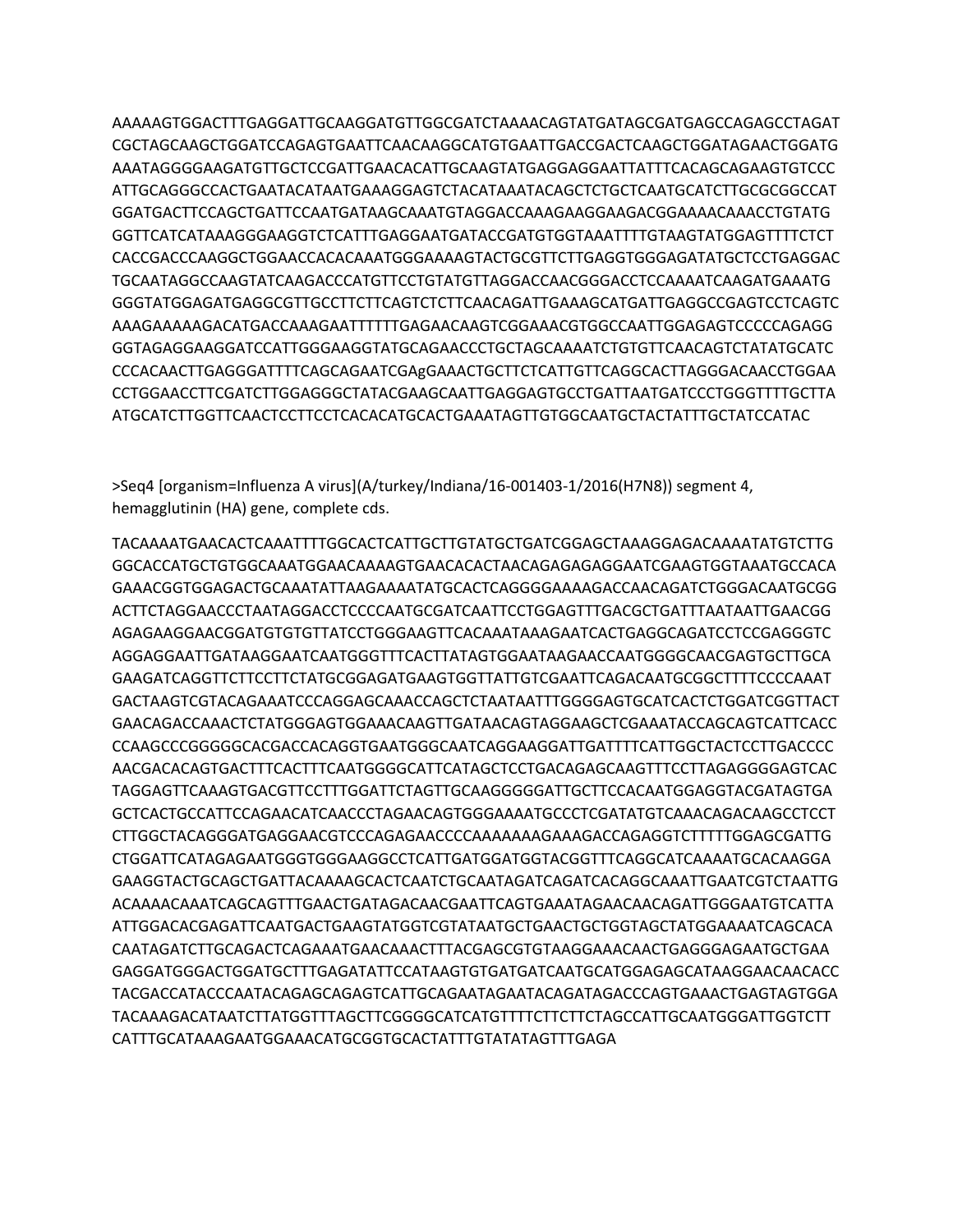AAAAAGTGGACTTTGAGGATTGCAAGGATGTTGGCGATCTAAAACAGTATGATAGCGATGAGCCAGAGCCTAGAT
CGCTAGCAAGCTGGATCCAGAGTGAATTCAACAAGGCATGTGAATTGACCGACTCAAGCTGGATAGAACTGGATG
AAATAGGGGAAGATGTTGCTCCGATTGAACACATTGCAAGTATGAGGAGGAATTATTTCACAGCAGAAGTGTCCC
ATTGCAGGGCCACTGAATACATAATGAAAGGAGTCTACATAAATACAGCTCTGCTCAATGCATCTTGCGCGGCCAT
GGATGACTTCCAGCTGATTCCAATGATAAGCAAATGTAGGACCAAAGAAGGAAGACGGAAAACAAACCTGTATG
GGTTCATCATAAAGGGAAGGTCTCATTTGAGGAATGATACCGATGTGGTAAATTTTGTAAGTATGGAGTTTTCTCT
CACCGACCCAAGGCTGGAACCACACAAATGGGAAAAGTACTGCGTTCTTGAGGTGGGAGATATGCTCCTGAGGAC
TGCAATAGGCCAAGTATCAAGACCCATGTTCCTGTATGTTAGGACCAACGGGACCTCCAAAATCAAGATGAAATG
GGGTATGGAGATGAGGCGTTGCCTTCTTCAGTCTCTTCAACAGATTGAAAGCATGATTGAGGCCGAGTCCTCAGTC
AAAGAAAAAGACATGACCAAAGAATTTTTTGAGAACAAGTCGGAAACGTGGCCAATTGGAGAGTCCCCCAGAGG
GGTAGAGGAAGGATCCATTGGGAAGGTATGCAGAACCCTGCTAGCAAAATCTGTGTTCAACAGTCTATATGCATC
CCCACAACTTGAGGGATTTTCAGCAGAATCGAgGAAACTGCTTCTCATTGTTCAGGCACTTAGGGACAACCTGGAA
CCTGGAACCTTCGATCTTGGAGGGCTATACGAAGCAATTGAGGAGTGCCTGATTAATGATCCCTGGGTTTTGCTTA
ATGCATCTTGGTTCAACTCCTTCCTCACACATGCACTGAAATAGTTGTGGCAATGCTACTATTTGCTATCCATAC

>Seq4 [organism=Influenza A virus](A/turkey/Indiana/16-001403-1/2016(H7N8)) segment 4, hemagglutinin (HA) gene, complete cds.

TACAAAATGAACACTCAAATTTTGGCACTCATTGCTTGTATGCTGATCGGAGCTAAAGGAGACAAAATATGTCTTG
GGCACCATGCTGTGGCAAATGGAACAAAAGTGAACACACTAACAGAGAGAGGAATCGAAGTGGTAAATGCCACA
GAAACGGTGGAGACTGCAAATATTAAGAAAATATGCACTCAGGGGAAAAGACCAACAGATCTGGGACAATGCGG
ACTTCTAGGAACCCTAATAGGACCTCCCCAATGCGATCAATTCCTGGAGTTTGACGCTGATTTAATAATTGAACGG
AGAGAAGGAACGGATGTGTGTTATCCTGGGAAGTTCACAAATAAAGAATCACTGAGGCAGATCCTCCGAGGGTC
AGGAGGAATTGATAAGGAATCAATGGGTTTCACTTATAGTGGAATAAGAACCAATGGGGCAACGAGTGCTTGCA
GAAGATCAGGTTCTTCCTTCTATGCGGAGATGAAGTGGTTATTGTCGAATTCAGACAATGCGGCTTTTCCCCAAAT
GACTAAGTCGTACAGAAATCCCAGGAGCAAACCAGCTCTAATAATTTGGGGAGTGCATCACTCTGGATCGGTTACT
GAACAGACCAAACTCTATGGGAGTGGAAACAAGTTGATAACAGTAGGAAGCTCGAAATACCAGCAGTCATTCACC
CCAAGCCCGGGGGCACGACCACAGGTGAATGGGCAATCAGGAAGGATTGATTTTCATTGGCTACTCCTTGACCCC
AACGACACAGTGACTTTCACTTTCAATGGGGCATTCATAGCTCCTGACAGAGCAAGTTTCCTTAGAGGGGAGTCAC
TAGGAGTTCAAAGTGACGTTCCTTTGGATTCTAGTTGCAAGGGGGATTGCTTCCACAATGGAGGTACGATAGTGA
GCTCACTGCCATTCCAGAACATCAACCCTAGAACAGTGGGAAAATGCCCTCGATATGTCAAACAGACAAGCCTCCT
CTTGGCTACAGGGATGAGGAACGTCCCAGAGAACCCCAAAAAAAGAAAGACCAGAGGTCTTTTTGGAGCGATTG
CTGGATTCATAGAGAATGGGTGGGAAGGCCTCATTGATGGATGGTACGGTTTCAGGCATCAAAATGCACAAGGA
GAAGGTACTGCAGCTGATTACAAAAGCACTCAATCTGCAATAGATCAGATCACAGGCAAATTGAATCGTCTAATTG
ACAAAACAAATCAGCAGTTTGAACTGATAGACAACGAATTCAGTGAAATAGAACAACAGATTGGGAATGTCATTA
ATTGGACACGAGATTCAATGACTGAAGTATGGTCGTATAATGCTGAACTGCTGGTAGCTATGGAAAATCAGCACA
CAATAGATCTTGCAGACTCAGAAATGAACAAACTTTACGAGCGTGTAAGGAAACAACTGAGGGAGAATGCTGAA
GAGGATGGGACTGGATGCTTTGAGATATTCCATAAGTGTGATGATCAATGCATGGAGAGCATAAGGAACAACACC
TACGACCATACCCAATACAGAGCAGAGTCATTGCAGAATAGAATACAGATAGACCCAGTGAAACTGAGTAGTGGA
TACAAAGACATAATCTTATGGTTTAGCTTCGGGGCATCATGTTTTCTTCTTCTAGCCATTGCAATGGGATTGGTCTT
CATTTGCATAAAGAATGGAAACATGCGGTGCACTATTTGTATATAGTTTGAGA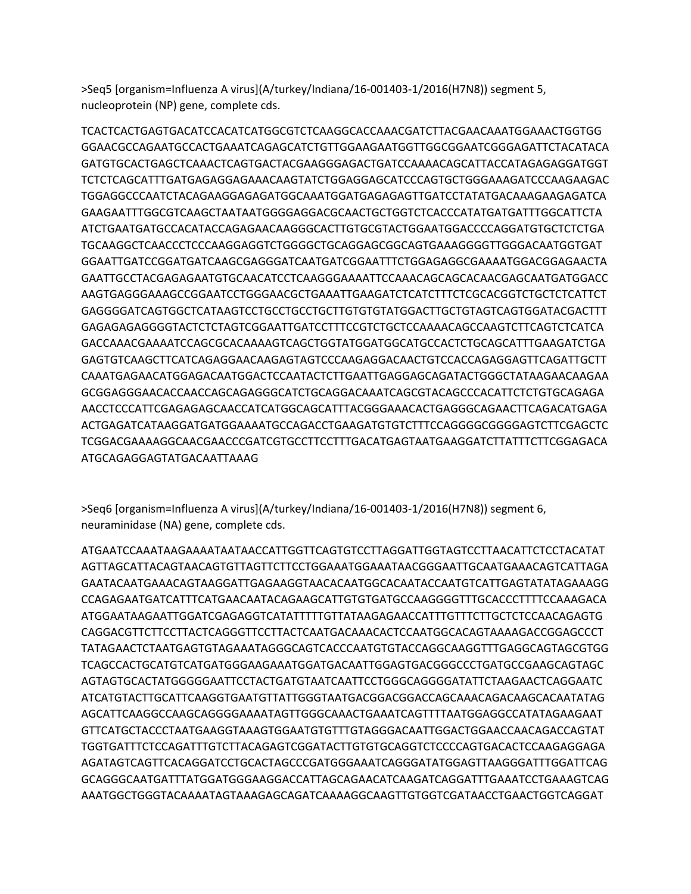>Seq5 [organism=Influenza A virus](A/turkey/Indiana/16-001403-1/2016(H7N8)) segment 5, nucleoprotein (NP) gene, complete cds.

TCACTCACTGAGTGACATCCACATCATGGCGTCTCAAGGCACCAAACGATCTTACGAACAAATGGAAACTGGTGG
GGAACGCCAGAATGCCACTGAAATCAGAGCATCTGTTGGAAGAATGGTTGGCGGAATCGGGAGATTCTACATACA
GATGTGCACTGAGCTCAAACTCAGTGACTACGAAGGGAGACTGATCCAAAACAGCATTACCATAGAGAGGATGGT
TCTCTCAGCATTTGATGAGAGGAGAAACAAGTATCTGGAGGAGCATCCCAGTGCTGGGAAAGATCCCAAGAAGAC
TGGAGGCCCAATCTACAGAAGGAGAGATGGCAAATGGATGAGAGAGTTGATCCTATATGACAAAGAAGAGATCA
GAAGAATTTGGCGTCAAGCTAATAATGGGGAGGACGCAACTGCTGGTCTCACCCATATGATGATTTGGCATTCTA
ATCTGAATGATGCCACATACCAGAGAACAAGGGCACTTGTGCGTACTGGAATGGACCCCAGGATGTGCTCTCTGA
TGCAAGGCTCAACCCTCCCAAGGAGGTCTGGGGCTGCAGGAGCGGCAGTGAAAGGGGTTGGGACAATGGTGAT
GGAATTGATCCGGATGATCAAGCGAGGGATCAATGATCGGAATTTCTGGAGAGGCGAAAATGGACGGAGAACTA
GAATTGCCTACGAGAGAATGTGCAACATCCTCAAGGGAAAATTCCAAACAGCAGCACAACGAGCAATGATGGACC
AAGTGAGGGAAAGCCGGAATCCTGGGAACGCTGAAATTGAAGATCTCATCTTTCTCGCACGGTCTGCTCTCATTCT
GAGGGGATCAGTGGCTCATAAGTCCTGCCTGCCTGCTTGTGTGTATGGACTTGCTGTAGTCAGTGGATACGACTTT
GAGAGAGAGGGGTACTCTCTAGTCGGAATTGATCCTTTCCGTCTGCTCCAAAACAGCCAAGTCTTCAGTCTCATCA
GACCAAACGAAAATCCAGCGCACAAAAGTCAGCTGGTATGGATGGCATGCCACTCTGCAGCATTTGAAGATCTGA
GAGTGTCAAGCTTCATCAGAGGAACAAGAGTAGTCCCAAGAGGACAACTGTCCACCAGAGGAGTTCAGATTGCTT
CAAATGAGAACATGGAGACAATGGACTCCAATACTCTTGAATTGAGGAGCAGATACTGGGCTATAAGAACAAGAA
GCGGAGGGAACACCAACCAGCAGAGGGCATCTGCAGGACAAATCAGCGTACAGCCCACATTCTCTGTGCAGAGA
AACCTCCCATTCGAGAGAGCAACCATCATGGCAGCATTTACGGGAAACACTGAGGGCAGAACTTCAGACATGAGA
ACTGAGATCATAAGGATGATGGAAAATGCCAGACCTGAAGATGTGTCTTTCCAGGGGCGGGGAGTCTTCGAGCTC
TCGGACGAAAAGGCAACGAACCCGATCGTGCCTTCCTTTGACATGAGTAATGAAGGATCTTATTTCTTCGGAGACA
ATGCAGAGGAGTATGACAATTAAAG

>Seq6 [organism=Influenza A virus](A/turkey/Indiana/16-001403-1/2016(H7N8)) segment 6, neuraminidase (NA) gene, complete cds.

ATGAATCCAAATAAGAAAATAATAACCATTGGTTCAGTGTCCTTAGGATTGGTAGTCCTTAACATTCTCCTACATAT
AGTTAGCATTACAGTAACAGTGTTAGTTCTTCCTGGAAATGGAAATAACGGGAATTGCAATGAAACAGTCATTAGA
GAATACAATGAAACAGTAAGGATTGAGAAGGTAACACAATGGCACAATACCAATGTCATTGAGTATATAGAAAGG
CCAGAGAATGATCATTTCATGAACAATACAGAAGCATTGTGTGATGCCAAGGGGTTTGCACCCTTTTCCAAAGACA
ATGGAATAAGAATTGGATCGAGAGGTCATATTTTTGTTATAAGAGAACCATTTGTTTCTTGCTCTCCAACAGAGTG
CAGGACGTTCTTCCTTACTCAGGGTTCCTTACTCAATGACAAACACTCCAATGGCACAGTAAAAGACCGGAGCCCT
TATAGAACTCTAATGAGTGTAGAAATAGGGCAGTCACCCAATGTGTACCAGGCAAGGTTTGAGGCAGTAGCGTGG
TCAGCCACTGCATGTCATGATGGGAAGAAATGGATGACAATTGGAGTGACGGGCCCTGATGCCGAAGCAGTAGC
AGTAGTGCACTATGGGGGAATTCCTACTGATGTAATCAATTCCTGGGCAGGGGATATTCTAAGAACTCAGGAATC
ATCATGTACTTGCATTCAAGGTGAATGTTATTGGGTAATGACGGACGGACCAGCAAACAGACAAGCACAATATAG
AGCATTCAAGGCCAAGCAGGGGAAAATAGTTGGGCAAACTGAAATCAGTTTTAATGGAGGCCATATAGAAGAAT
GTTCATGCTACCCTAATGAAGGTAAAGTGGAATGTGTTTGTAGGGACAATTGGACTGGAACCAACAGACCAGTAT
TGGTGATTTCTCCAGATTTGTCTTACAGAGTCGGATACTTGTGTGCAGGTCTCCCCAGTGACACTCCAAGAGGAGA
AGATAGTCAGTTCACAGGATCCTGCACTAGCCCGATGGGAAATCAGGGATATGGAGTTAAGGGATTTGGATTCAG
GCAGGGCAATGATTTATGGATGGGAAGGACCATTAGCAGAACATCAAGATCAGGATTTGAAATCCTGAAAGTCAG
AAATGGCTGGGTACAAAATAGTAAAGAGCAGATCAAAAGGCAAGTTGTGGTCGATAACCTGAACTGGTCAGGAT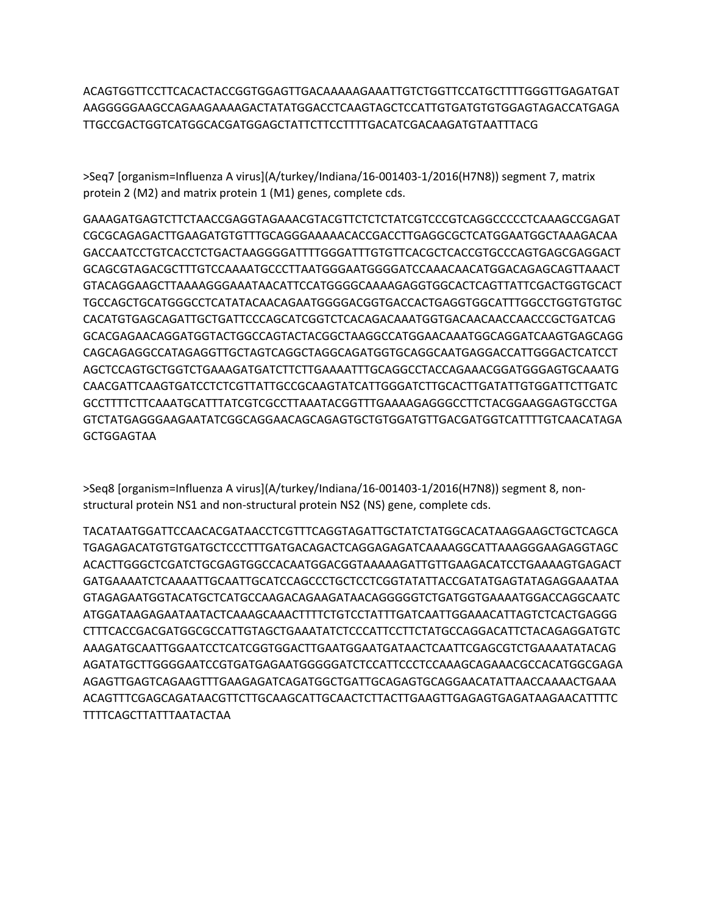ACAGTGGTTCCTTCACACTACCGGTGGAGTTGACAAAAAGAAATTGTCTGGTTCCATGCTTTTGGGTTGAGATGAT
AAGGGGGAAGCCAGAAGAAAAGACTATATGGACCTCAAGTAGCTCCATTGTGATGTGTGGAGTAGACCATGAGA
TTGCCGACTGGTCATGGCACGATGGAGCTATTCTTCCTTTTGACATCGACAAGATGTAATTTACG

>Seq7 [organism=Influenza A virus](A/turkey/Indiana/16-001403-1/2016(H7N8)) segment 7, matrix protein 2 (M2) and matrix protein 1 (M1) genes, complete cds.

GAAAGATGAGTCTTCTAACCGAGGTAGAAACGTACGTTCTCTCTATCGTCCCGTCAGGCCCCCTCAAAGCCGAGAT
CGCGCAGAGACTTGAAGATGTGTTTGCAGGGAAAAACACCGACCTTGAGGCGCTCATGGAATGGCTAAAGACAA
GACCAATCCTGTCACCTCTGACTAAGGGGATTTTGGGATTTGTGTTCACGCTCACCGTGCCCAGTGAGCGAGGACT
GCAGCGTAGACGCTTTGTCCAAAATGCCCTTAATGGGAATGGGGATCCAAACAACATGGACAGAGCAGTTAAACT
GTACAGGAAGCTTAAAAGGGAAATAACATTCCATGGGGCAAAAGAGGTGGCACTCAGTTATTCGACTGGTGCACT
TGCCAGCTGCATGGGCCTCATATACAACAGAATGGGGACGGTGACCACTGAGGTGGCATTTGGCCTGGTGTGTGC
CACATGTGAGCAGATTGCTGATTCCCAGCATCGGTCTCACAGACAAATGGTGACAACAACCAACCCGCTGATCAG
GCACGAGAACAGGATGGTACTGGCCAGTACTACGGCTAAGGCCATGGAACAAATGGCAGGATCAAGTGAGCAGG
CAGCAGAGGCCATAGAGGTTGCTAGTCAGGCTAGGCAGATGGTGCAGGCAATGAGGACCATTGGGACTCATCCT
AGCTCCAGTGCTGGTCTGAAAGATGATCTTCTTGAAAATTTGCAGGCCTACCAGAAACGGATGGGAGTGCAAATG
CAACGATTCAAGTGATCCTCTCGTTATTGCCGCAAGTATCATTGGGATCTTGCACTTGATATTGTGGATTCTTGATC
GCCTTTTCTTCAAATGCATTTATCGTCGCCTTAAATACGGTTTGAAAAGAGGGCCTTCTACGGAAGGAGTGCCTGA
GTCTATGAGGGAAGAATATCGGCAGGAACAGCAGAGTGCTGTGGATGTTGACGATGGTCATTTTGTCAACATAGA
GCTGGAGTAA

>Seq8 [organism=Influenza A virus](A/turkey/Indiana/16-001403-1/2016(H7N8)) segment 8, non-structural protein NS1 and non-structural protein NS2 (NS) gene, complete cds.

TACATAATGGATTCCAACACGATAACCTCGTTTCAGGTAGATTGCTATCTATGGCACATAAGGAAGCTGCTCAGCA
TGAGAGACATGTGTGATGCTCCCTTTGATGACAGACTCAGGAGAGATCAAAAGGCATTAAAGGGAAGAGGTAGC
ACACTTGGGCTCGATCTGCGAGTGGCCACAATGGACGGTAAAAAGATTGTTGAAGACATCCTGAAAAGTGAGACT
GATGAAAATCTCAAAATTGCAATTGCATCCAGCCCTGCTCCTCGGTATATTACCGATATGAGTATAGAGGAAATAA
GTAGAGAATGGTACATGCTCATGCCAAGACAGAAGATAACAGGGGGTCTGATGGTGAAAATGGACCAGGCAATC
ATGGATAAGAGAATAATACTCAAAGCAAACTTTTCTGTCCTATTTGATCAATTGGAAACATTAGTCTCACTGAGGG
CTTTCACCGACGATGGCGCCATTGTAGCTGAAATATCTCCCATTCCTTCTATGCCAGGACATTCTACAGAGGATGTC
AAAGATGCAATTGGAATCCTCATCGGTGGACTTGAATGGAATGATAACTCAATTCGAGCGTCTGAAAATATACAG
AGATATGCTTGGGGAATCCGTGATGAGAATGGGGGATCTCCATTCCCTCCAAAGCAGAAACGCCACATGGCGAGA
AGAGTTGAGTCAGAAGTTTGAAGAGATCAGATGGCTGATTGCAGAGTGCAGGAACATATTAACCAAAACTGAAA
ACAGTTTCGAGCAGATAACGTTCTTGCAAGCATTGCAACTCTTACTTGAAGTTGAGAGTGAGATAAGAACATTTTC
TTTTCAGCTTATTTAATACTAA